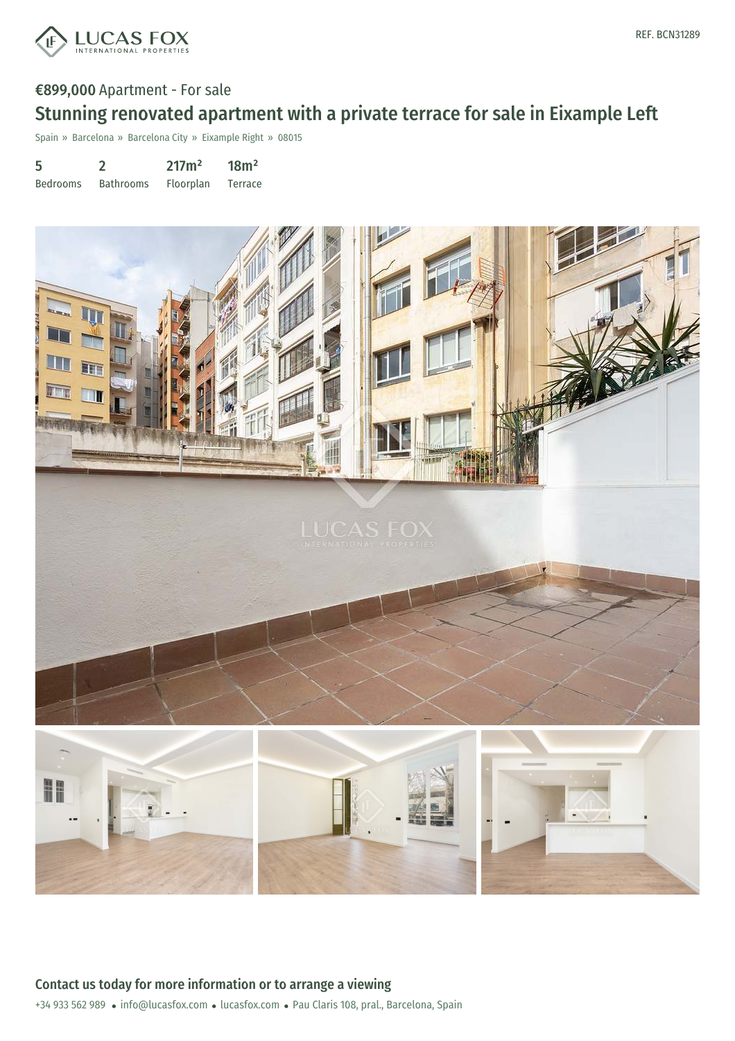REF. BCN31289

**€899,000** Apartment - For sale

# Stunning renovated apartment with a private terrace for sale in Eixample Left

Spain » Barcelona » Barcelona City » Eixample Right » 08015

| 5 | 2 | 217m² | 18m² |
|---|---|---|---|
| Bedrooms | Bathrooms | Floorplan | Terrace |

## Contact us today for more information or to arrange a viewing

+34 933 562 989 • info@lucasfox.com • lucasfox.com • Pau Claris 108, pral., Barcelona, Spain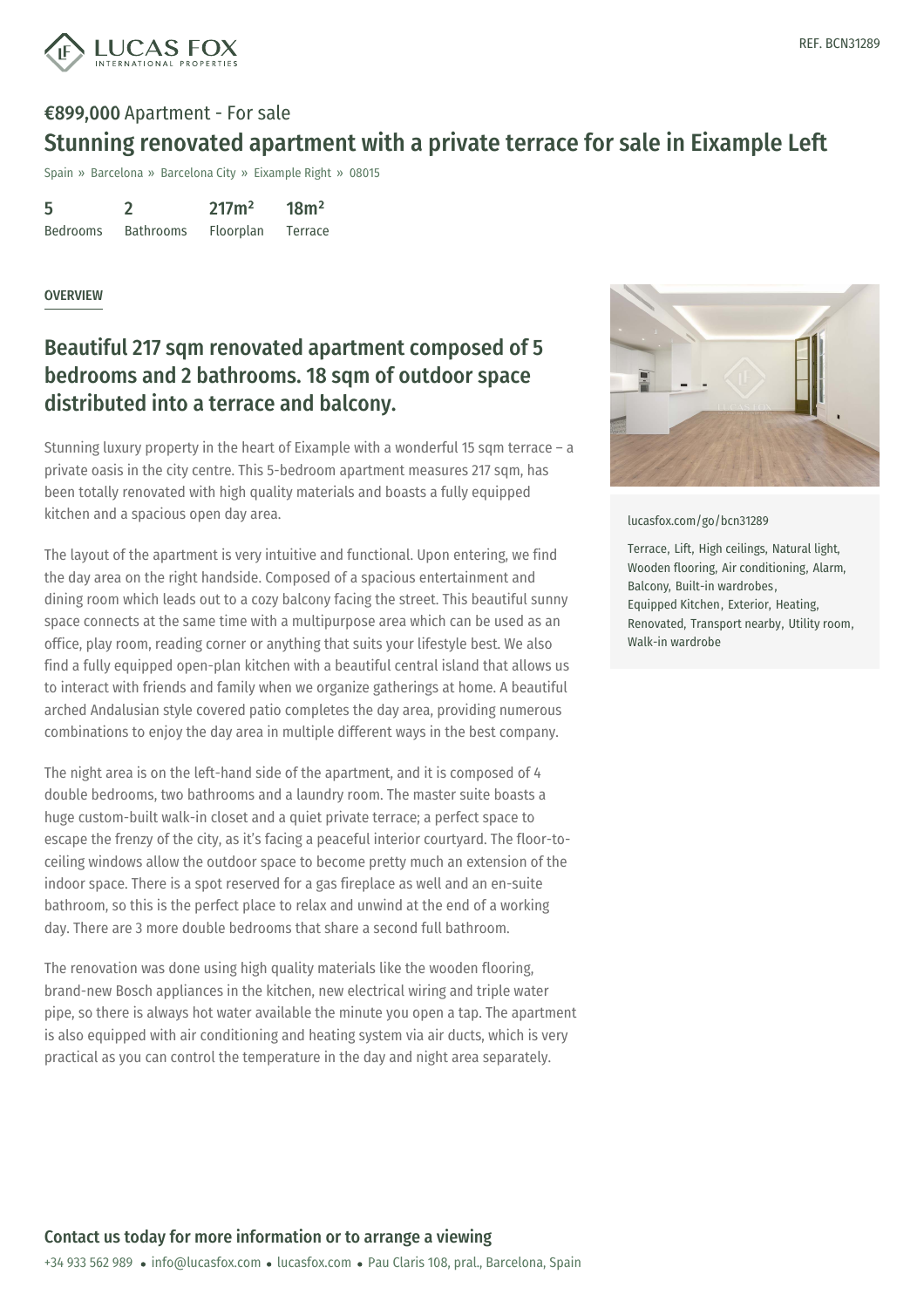**€899,000** Apartment - For sale

# Stunning renovated apartment with a private terrace for sale in Eixample Left

Spain » Barcelona » Barcelona City » Eixample Right » 08015

| 5 | 2 | 217m² | 18m² |
|---|---|---|---|
| Bedrooms | Bathrooms | Floorplan | Terrace |

OVERVIEW

## Beautiful 217 sqm renovated apartment composed of 5 bedrooms and 2 bathrooms. 18 sqm of outdoor space distributed into a terrace and balcony.

Stunning luxury property in the heart of Eixample with a wonderful 15 sqm terrace – a private oasis in the city centre. This 5-bedroom apartment measures 217 sqm, has been totally renovated with high quality materials and boasts a fully equipped kitchen and a spacious open day area.

The layout of the apartment is very intuitive and functional. Upon entering, we find the day area on the right handside. Composed of a spacious entertainment and dining room which leads out to a cozy balcony facing the street. This beautiful sunny space connects at the same time with a multipurpose area which can be used as an office, play room, reading corner or anything that suits your lifestyle best. We also find a fully equipped open-plan kitchen with a beautiful central island that allows us to interact with friends and family when we organize gatherings at home. A beautiful arched Andalusian style covered patio completes the day area, providing numerous combinations to enjoy the day area in multiple different ways in the best company.

The night area is on the left-hand side of the apartment, and it is composed of 4 double bedrooms, two bathrooms and a laundry room. The master suite boasts a huge custom-built walk-in closet and a quiet private terrace; a perfect space to escape the frenzy of the city, as it's facing a peaceful interior courtyard. The floor-to-ceiling windows allow the outdoor space to become pretty much an extension of the indoor space. There is a spot reserved for a gas fireplace as well and an en-suite bathroom, so this is the perfect place to relax and unwind at the end of a working day. There are 3 more double bedrooms that share a second full bathroom.

The renovation was done using high quality materials like the wooden flooring, brand-new Bosch appliances in the kitchen, new electrical wiring and triple water pipe, so there is always hot water available the minute you open a tap. The apartment is also equipped with air conditioning and heating system via air ducts, which is very practical as you can control the temperature in the day and night area separately.

lucasfox.com/go/bcn31289

Terrace, Lift, High ceilings, Natural light, Wooden flooring, Air conditioning, Alarm, Balcony, Built-in wardrobes, Equipped Kitchen, Exterior, Heating, Renovated, Transport nearby, Utility room, Walk-in wardrobe

**Contact us today for more information or to arrange a viewing**

+34 933 562 989 • info@lucasfox.com • lucasfox.com • Pau Claris 108, pral., Barcelona, Spain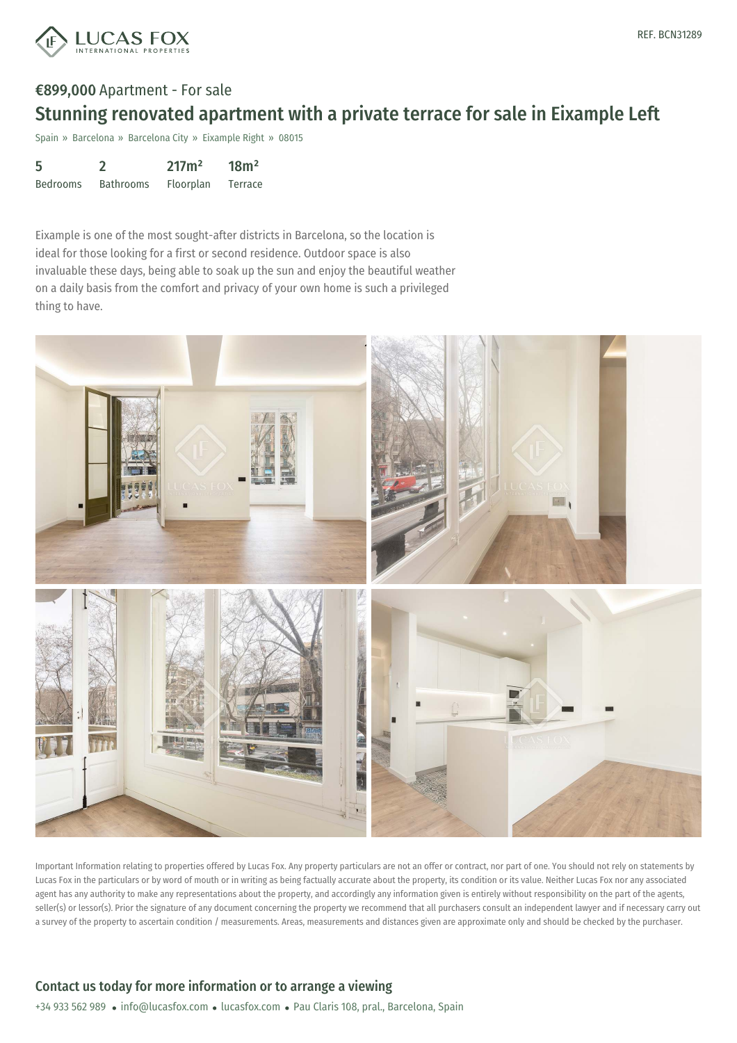REF. BCN31289

**€899,000** Apartment - For sale

# Stunning renovated apartment with a private terrace for sale in Eixample Left

Spain » Barcelona » Barcelona City » Eixample Right » 08015

| 5 | 2 | 217m² | 18m² |
|---|---|---|---|
| Bedrooms | Bathrooms | Floorplan | Terrace |

Eixample is one of the most sought-after districts in Barcelona, so the location is ideal for those looking for a first or second residence. Outdoor space is also invaluable these days, being able to soak up the sun and enjoy the beautiful weather on a daily basis from the comfort and privacy of your own home is such a privileged thing to have.

Important Information relating to properties offered by Lucas Fox. Any property particulars are not an offer or contract, nor part of one. You should not rely on statements by Lucas Fox in the particulars or by word of mouth or in writing as being factually accurate about the property, its condition or its value. Neither Lucas Fox nor any associated agent has any authority to make any representations about the property, and accordingly any information given is entirely without responsibility on the part of the agents, seller(s) or lessor(s). Prior the signature of any document concerning the property we recommend that all purchasers consult an independent lawyer and if necessary carry out a survey of the property to ascertain condition / measurements. Areas, measurements and distances given are approximate only and should be checked by the purchaser.

## Contact us today for more information or to arrange a viewing

+34 933 562 989 • info@lucasfox.com • lucasfox.com • Pau Claris 108, pral., Barcelona, Spain